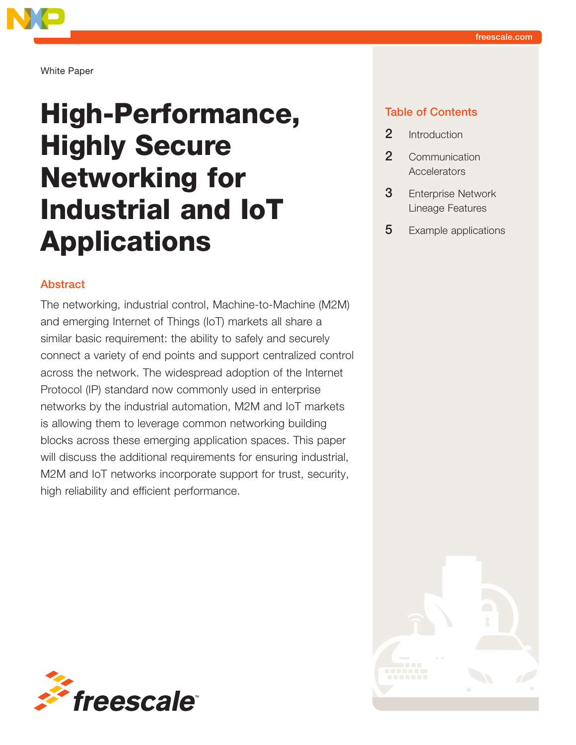White Paper

# High-Performance, Highly Secure Networking for Industrial and IoT Applications

## Abstract

The networking, industrial control, Machine-to-Machine (M2M) and emerging Internet of Things (IoT) markets all share a similar basic requirement: the ability to safely and securely connect a variety of end points and support centralized control across the network. The widespread adoption of the Internet Protocol (IP) standard now commonly used in enterprise networks by the industrial automation, M2M and IoT markets is allowing them to leverage common networking building blocks across these emerging application spaces. This paper will discuss the additional requirements for ensuring industrial, M2M and IoT networks incorporate support for trust, security, high reliability and efficient performance.

## Table of Contents

- 2 Introduction
- 2 Communication Accelerators
- 3 Enterprise Network Lineage Features
- 5 Example applications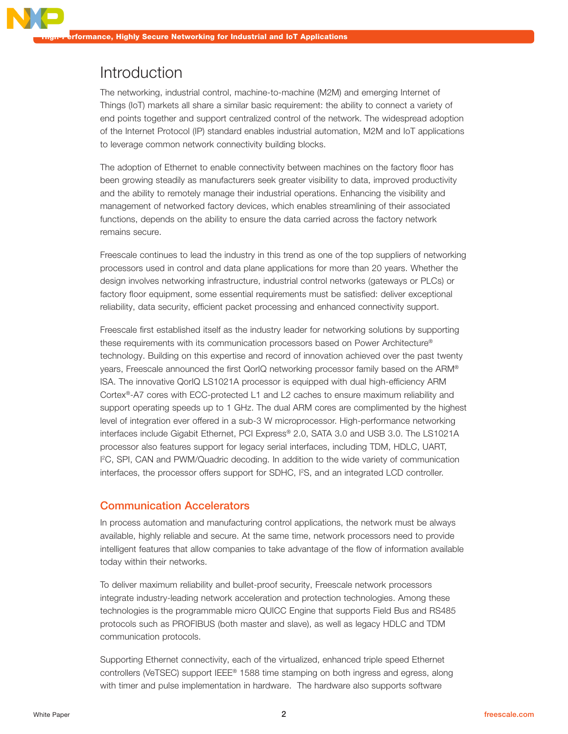# Introduction

The networking, industrial control, machine-to-machine (M2M) and emerging Internet of Things (IoT) markets all share a similar basic requirement: the ability to connect a variety of end points together and support centralized control of the network. The widespread adoption of the Internet Protocol (IP) standard enables industrial automation, M2M and IoT applications to leverage common network connectivity building blocks.

The adoption of Ethernet to enable connectivity between machines on the factory floor has been growing steadily as manufacturers seek greater visibility to data, improved productivity and the ability to remotely manage their industrial operations. Enhancing the visibility and management of networked factory devices, which enables streamlining of their associated functions, depends on the ability to ensure the data carried across the factory network remains secure.

Freescale continues to lead the industry in this trend as one of the top suppliers of networking processors used in control and data plane applications for more than 20 years. Whether the design involves networking infrastructure, industrial control networks (gateways or PLCs) or factory floor equipment, some essential requirements must be satisfied: deliver exceptional reliability, data security, efficient packet processing and enhanced connectivity support.

Freescale first established itself as the industry leader for networking solutions by supporting these requirements with its communication processors based on Power Architecture® technology. Building on this expertise and record of innovation achieved over the past twenty years, Freescale announced the first QorIQ networking processor family based on the ARM® ISA. The innovative QorIQ LS1021A processor is equipped with dual high-efficiency ARM Cortex®-A7 cores with ECC-protected L1 and L2 caches to ensure maximum reliability and support operating speeds up to 1 GHz. The dual ARM cores are complimented by the highest level of integration ever offered in a sub-3 W microprocessor. High-performance networking interfaces include Gigabit Ethernet, PCI Express® 2.0, SATA 3.0 and USB 3.0. The LS1021A processor also features support for legacy serial interfaces, including TDM, HDLC, UART, I²C, SPI, CAN and PWM/Quadric decoding. In addition to the wide variety of communication interfaces, the processor offers support for SDHC, I²S, and an integrated LCD controller.

## Communication Accelerators

In process automation and manufacturing control applications, the network must be always available, highly reliable and secure. At the same time, network processors need to provide intelligent features that allow companies to take advantage of the flow of information available today within their networks.

To deliver maximum reliability and bullet-proof security, Freescale network processors integrate industry-leading network acceleration and protection technologies. Among these technologies is the programmable micro QUICC Engine that supports Field Bus and RS485 protocols such as PROFIBUS (both master and slave), as well as legacy HDLC and TDM communication protocols.

Supporting Ethernet connectivity, each of the virtualized, enhanced triple speed Ethernet controllers (VeTSEC) support IEEE® 1588 time stamping on both ingress and egress, along with timer and pulse implementation in hardware. The hardware also supports software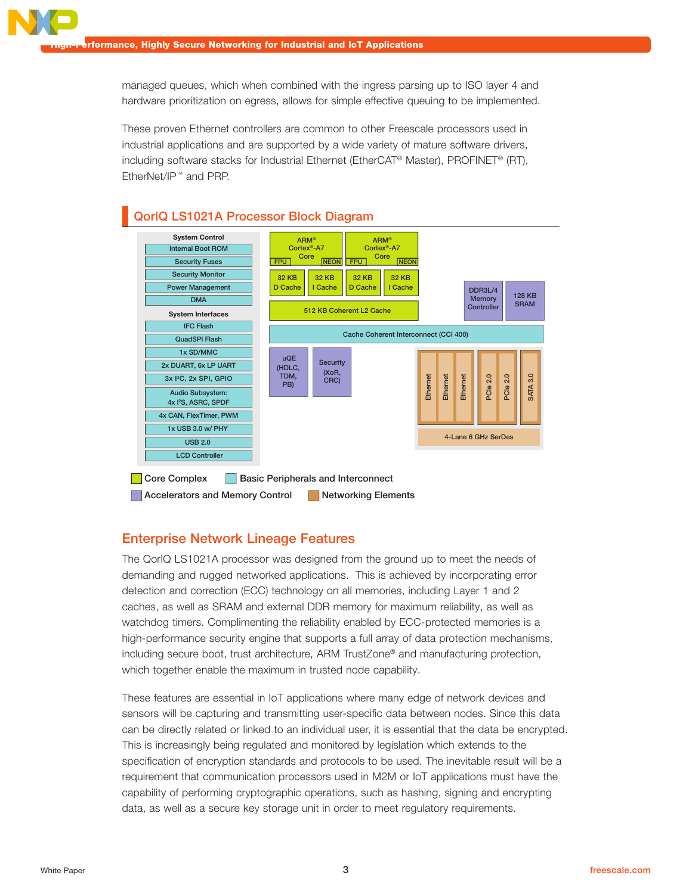managed queues, which when combined with the ingress parsing up to ISO layer 4 and hardware prioritization on egress, allows for simple effective queuing to be implemented.

These proven Ethernet controllers are common to other Freescale processors used in industrial applications and are supported by a wide variety of mature software drivers, including software stacks for Industrial Ethernet (EtherCAT® Master), PROFINET® (RT), EtherNet/IP™ and PRP.

## QorIQ LS1021A Processor Block Diagram

**System Control**
- Internal Boot ROM
- Security Fuses
- Security Monitor
- Power Management
- DMA

**System Interfaces**
- IFC Flash
- QuadSPI Flash
- 1x SD/MMC
- 2x DUART, 6x LP UART
- 3x I²C, 2x SPI, GPIO
- Audio Subsystem: 4x I²S, ASRC, SPDF
- 4x CAN, FlexTimer, PWM
- 1x USB 3.0 w/ PHY
- USB 2.0
- LCD Controller

**Core Complex**
- ARM® Cortex®-A7 Core (FPU, NEON) — 32 KB D Cache, 32 KB I Cache
- ARM® Cortex®-A7 Core (FPU, NEON) — 32 KB D Cache, 32 KB I Cache
- 512 KB Coherent L2 Cache

**Accelerators and Memory Control**
- DDR3L/4 Memory Controller
- 128 KB SRAM
- uQE (HDLC, TDM, PB)
- Security (XoR, CRC)

**Interconnect**
- Cache Coherent Interconnect (CCI 400)

**Networking Elements**
- Ethernet
- Ethernet
- Ethernet
- PCIe 2.0
- PCIe 2.0
- SATA 3.0
- 4-Lane 6 GHz SerDes

Legend: Core Complex | Basic Peripherals and Interconnect | Accelerators and Memory Control | Networking Elements

## Enterprise Network Lineage Features

The QorIQ LS1021A processor was designed from the ground up to meet the needs of demanding and rugged networked applications. This is achieved by incorporating error detection and correction (ECC) technology on all memories, including Layer 1 and 2 caches, as well as SRAM and external DDR memory for maximum reliability, as well as watchdog timers. Complimenting the reliability enabled by ECC-protected memories is a high-performance security engine that supports a full array of data protection mechanisms, including secure boot, trust architecture, ARM TrustZone® and manufacturing protection, which together enable the maximum in trusted node capability.

These features are essential in IoT applications where many edge of network devices and sensors will be capturing and transmitting user-specific data between nodes. Since this data can be directly related or linked to an individual user, it is essential that the data be encrypted. This is increasingly being regulated and monitored by legislation which extends to the specification of encryption standards and protocols to be used. The inevitable result will be a requirement that communication processors used in M2M or IoT applications must have the capability of performing cryptographic operations, such as hashing, signing and encrypting data, as well as a secure key storage unit in order to meet regulatory requirements.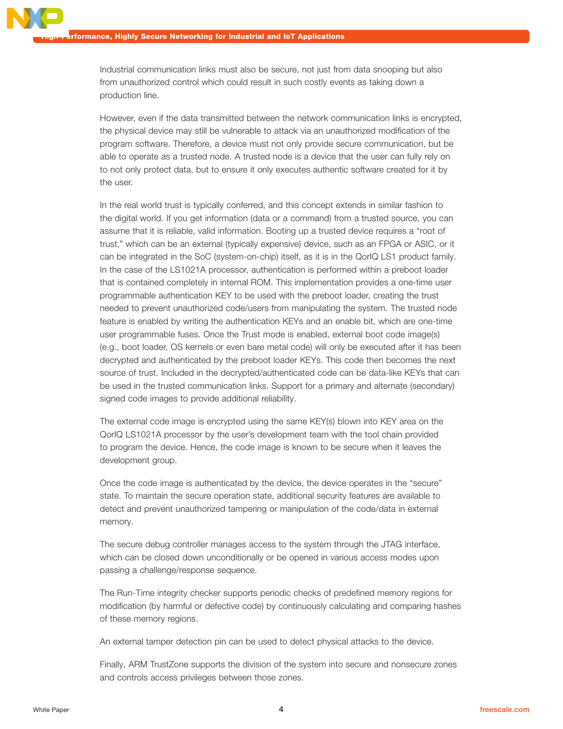Industrial communication links must also be secure, not just from data snooping but also from unauthorized control which could result in such costly events as taking down a production line.

However, even if the data transmitted between the network communication links is encrypted, the physical device may still be vulnerable to attack via an unauthorized modification of the program software. Therefore, a device must not only provide secure communication, but be able to operate as a trusted node. A trusted node is a device that the user can fully rely on to not only protect data, but to ensure it only executes authentic software created for it by the user.

In the real world trust is typically conferred, and this concept extends in similar fashion to the digital world. If you get information (data or a command) from a trusted source, you can assume that it is reliable, valid information. Booting up a trusted device requires a "root of trust," which can be an external (typically expensive) device, such as an FPGA or ASIC, or it can be integrated in the SoC (system-on-chip) itself, as it is in the QorIQ LS1 product family. In the case of the LS1021A processor, authentication is performed within a preboot loader that is contained completely in internal ROM. This implementation provides a one-time user programmable authentication KEY to be used with the preboot loader, creating the trust needed to prevent unauthorized code/users from manipulating the system. The trusted node feature is enabled by writing the authentication KEYs and an enable bit, which are one-time user programmable fuses. Once the Trust mode is enabled, external boot code image(s) (e.g., boot loader, OS kernels or even bare metal code) will only be executed after it has been decrypted and authenticated by the preboot loader KEYs. This code then becomes the next source of trust. Included in the decrypted/authenticated code can be data-like KEYs that can be used in the trusted communication links. Support for a primary and alternate (secondary) signed code images to provide additional reliability.

The external code image is encrypted using the same KEY(s) blown into KEY area on the QorIQ LS1021A processor by the user's development team with the tool chain provided to program the device. Hence, the code image is known to be secure when it leaves the development group.

Once the code image is authenticated by the device, the device operates in the "secure" state. To maintain the secure operation state, additional security features are available to detect and prevent unauthorized tampering or manipulation of the code/data in external memory.

The secure debug controller manages access to the system through the JTAG interface, which can be closed down unconditionally or be opened in various access modes upon passing a challenge/response sequence.

The Run-Time integrity checker supports periodic checks of predefined memory regions for modification (by harmful or defective code) by continuously calculating and comparing hashes of these memory regions.

An external tamper detection pin can be used to detect physical attacks to the device.

Finally, ARM TrustZone supports the division of the system into secure and nonsecure zones and controls access privileges between those zones.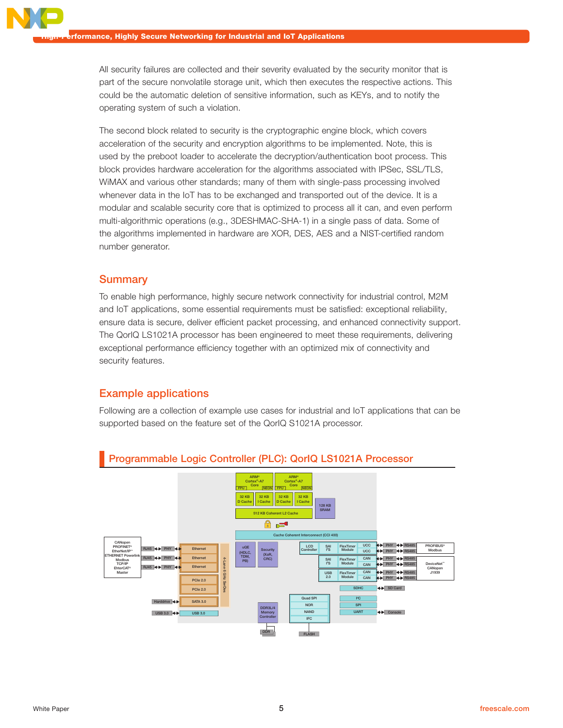All security failures are collected and their severity evaluated by the security monitor that is part of the secure nonvolatile storage unit, which then executes the respective actions. This could be the automatic deletion of sensitive information, such as KEYs, and to notify the operating system of such a violation.

The second block related to security is the cryptographic engine block, which covers acceleration of the security and encryption algorithms to be implemented. Note, this is used by the preboot loader to accelerate the decryption/authentication boot process. This block provides hardware acceleration for the algorithms associated with IPSec, SSL/TLS, WiMAX and various other standards; many of them with single-pass processing involved whenever data in the IoT has to be exchanged and transported out of the device. It is a modular and scalable security core that is optimized to process all it can, and even perform multi-algorithmic operations (e.g., 3DESHMAC-SHA-1) in a single pass of data. Some of the algorithms implemented in hardware are XOR, DES, AES and a NIST-certified random number generator.

## Summary

To enable high performance, highly secure network connectivity for industrial control, M2M and IoT applications, some essential requirements must be satisfied: exceptional reliability, ensure data is secure, deliver efficient packet processing, and enhanced connectivity support. The QorIQ LS1021A processor has been engineered to meet these requirements, delivering exceptional performance efficiency together with an optimized mix of connectivity and security features.

## Example applications

Following are a collection of example use cases for industrial and IoT applications that can be supported based on the feature set of the QorIQ S1021A processor.

### Programmable Logic Controller (PLC): QorIQ LS1021A Processor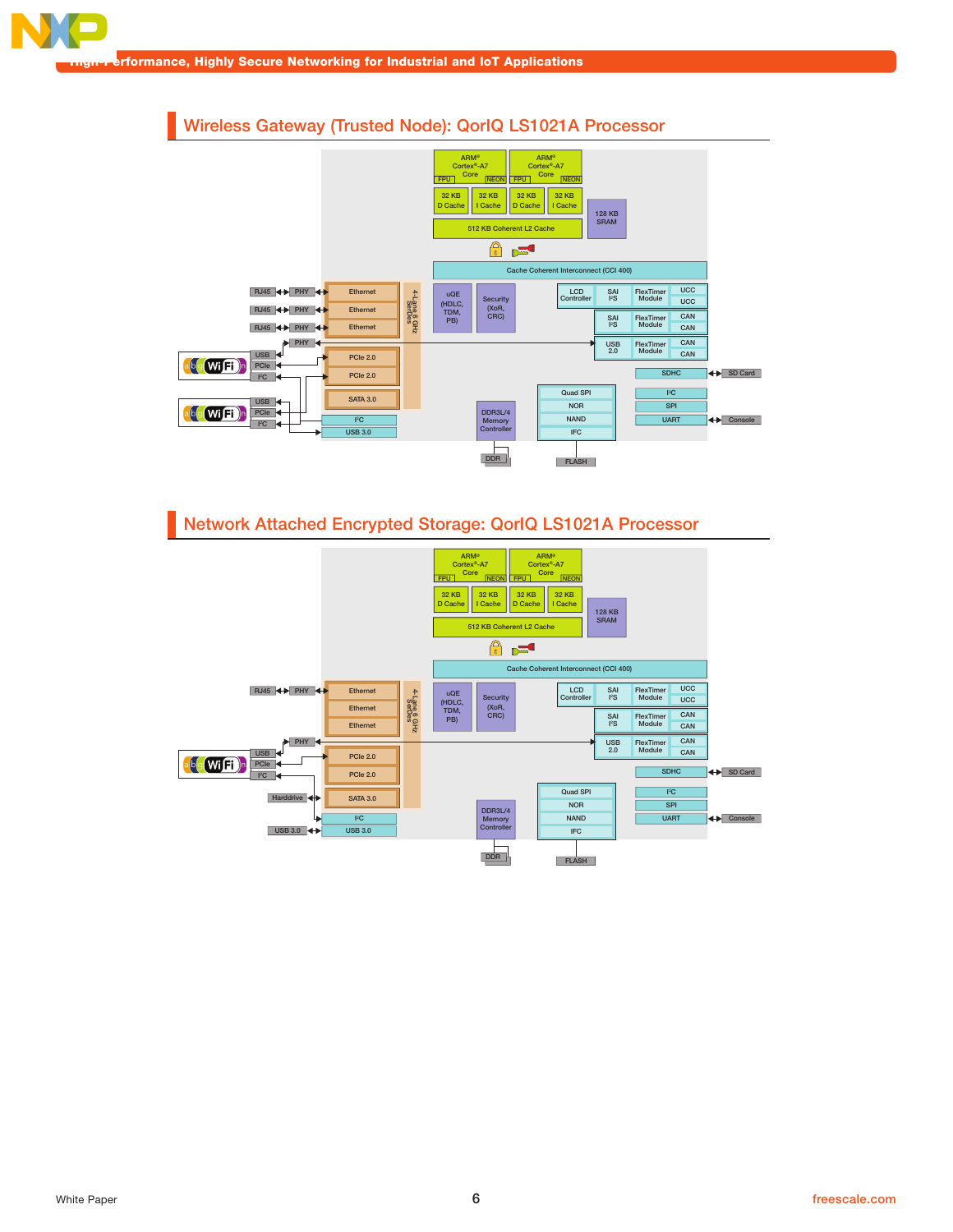## Wireless Gateway (Trusted Node): QorIQ LS1021A Processor

ARM® Cortex®-A7 Core
FPU
NEON
ARM® Cortex®-A7 Core
FPU
NEON
32 KB D Cache
32 KB I Cache
32 KB D Cache
32 KB I Cache
128 KB SRAM
512 KB Coherent L2 Cache
Cache Coherent Interconnect (CCI 400)
RJ45
PHY
Ethernet
RJ45
PHY
Ethernet
RJ45
PHY
Ethernet
PHY
4-Lane 6 GHz SerDes
uQE (HDLC, TDM, PB)
Security (XoR, CRC)
LCD Controller
SAI I²S
FlexTimer Module
UCC
UCC
SAI I²S
FlexTimer Module
CAN
CAN
USB 2.0
FlexTimer Module
CAN
CAN
USB
PCIe
I²C
PCIe 2.0
PCIe 2.0
USB
PCIe
I²C
SATA 3.0
I²C
USB 3.0
DDR3L/4 Memory Controller
Quad SPI
NOR
NAND
IFC
SDHC
SD Card
I²C
SPI
UART
Console
DDR
FLASH

## Network Attached Encrypted Storage: QorIQ LS1021A Processor

ARM® Cortex®-A7 Core
FPU
NEON
ARM® Cortex®-A7 Core
FPU
NEON
32 KB D Cache
32 KB I Cache
32 KB D Cache
32 KB I Cache
128 KB SRAM
512 KB Coherent L2 Cache
Cache Coherent Interconnect (CCI 400)
RJ45
PHY
Ethernet
Ethernet
Ethernet
4-Lane 6 GHz SerDes
uQE (HDLC, TDM, PB)
Security (XoR, CRC)
LCD Controller
SAI I²S
FlexTimer Module
UCC
UCC
SAI I²S
FlexTimer Module
CAN
CAN
PHY
USB 2.0
FlexTimer Module
CAN
CAN
USB
PCIe
I²C
PCIe 2.0
PCIe 2.0
SDHC
SD Card
Harddrive
SATA 3.0
I²C
USB 3.0
USB 3.0
DDR3L/4 Memory Controller
Quad SPI
NOR
NAND
IFC
I²C
SPI
UART
Console
DDR
FLASH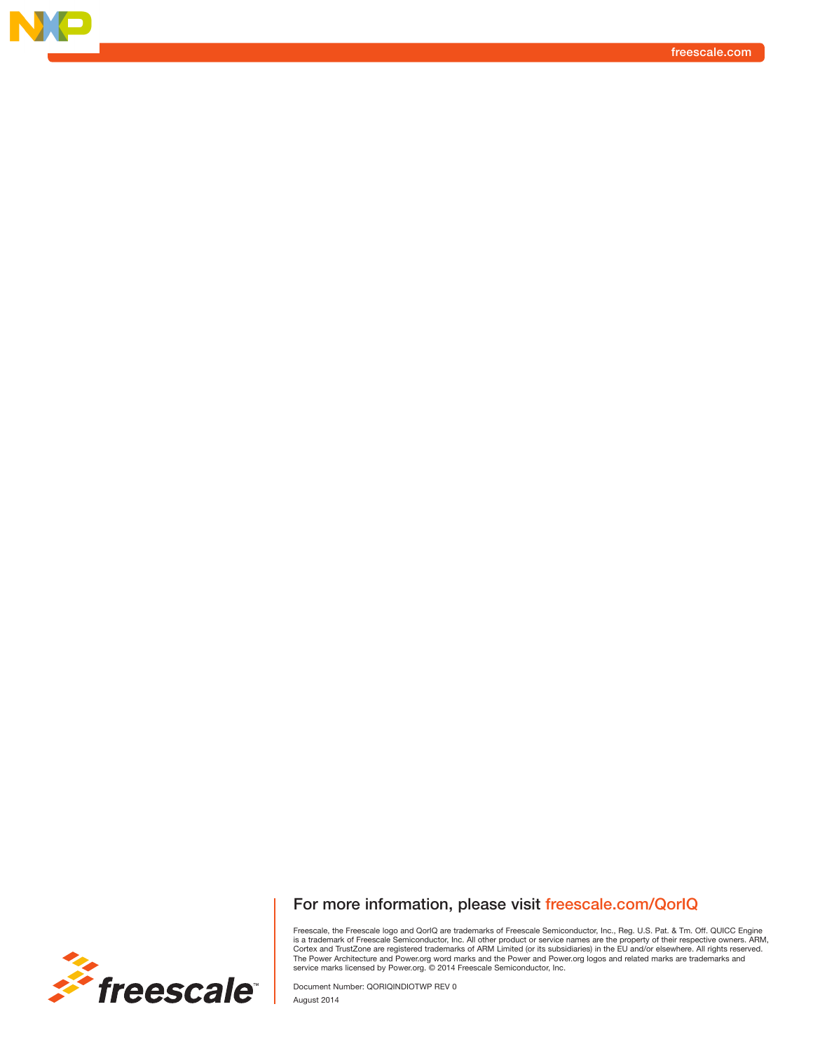For more information, please visit freescale.com/QorIQ

Freescale, the Freescale logo and QorIQ are trademarks of Freescale Semiconductor, Inc., Reg. U.S. Pat. & Tm. Off. QUICC Engine is a trademark of Freescale Semiconductor, Inc. All other product or service names are the property of their respective owners. ARM, Cortex and TrustZone are registered trademarks of ARM Limited (or its subsidiaries) in the EU and/or elsewhere. All rights reserved. The Power Architecture and Power.org word marks and the Power and Power.org logos and related marks are trademarks and service marks licensed by Power.org. © 2014 Freescale Semiconductor, Inc.

Document Number: QORIQINDIOTWP REV 0

August 2014